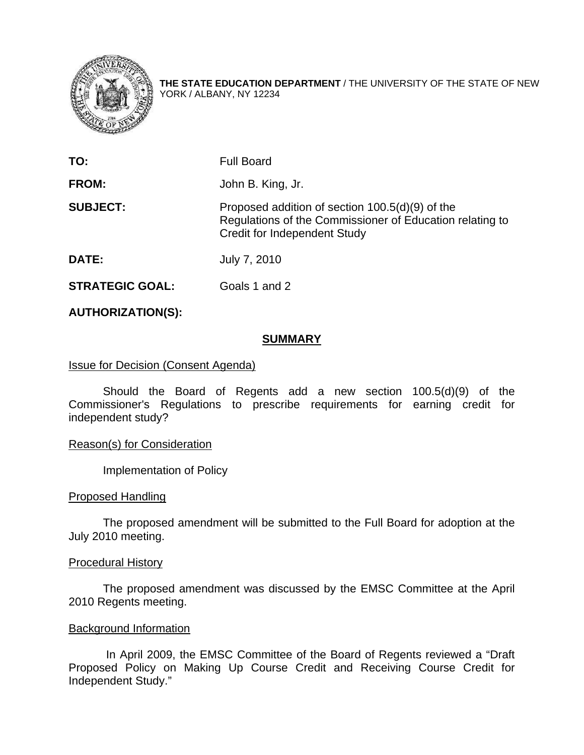**THE STATE EDUCATION DEPARTMENT** / THE UNIVERSITY OF THE STATE OF NEW YORK / ALBANY, NY 12234

| | |
|---|---|
| **TO:** | Full Board |
| **FROM:** | John B. King, Jr. |
| **SUBJECT:** | Proposed addition of section 100.5(d)(9) of the Regulations of the Commissioner of Education relating to Credit for Independent Study |
| **DATE:** | July 7, 2010 |
| **STRATEGIC GOAL:** | Goals 1 and 2 |
| **AUTHORIZATION(S):** | |

## SUMMARY

Issue for Decision (Consent Agenda)

Should the Board of Regents add a new section 100.5(d)(9) of the Commissioner's Regulations to prescribe requirements for earning credit for independent study?

Reason(s) for Consideration

Implementation of Policy

Proposed Handling

The proposed amendment will be submitted to the Full Board for adoption at the July 2010 meeting.

Procedural History

The proposed amendment was discussed by the EMSC Committee at the April 2010 Regents meeting.

Background Information

In April 2009, the EMSC Committee of the Board of Regents reviewed a "Draft Proposed Policy on Making Up Course Credit and Receiving Course Credit for Independent Study."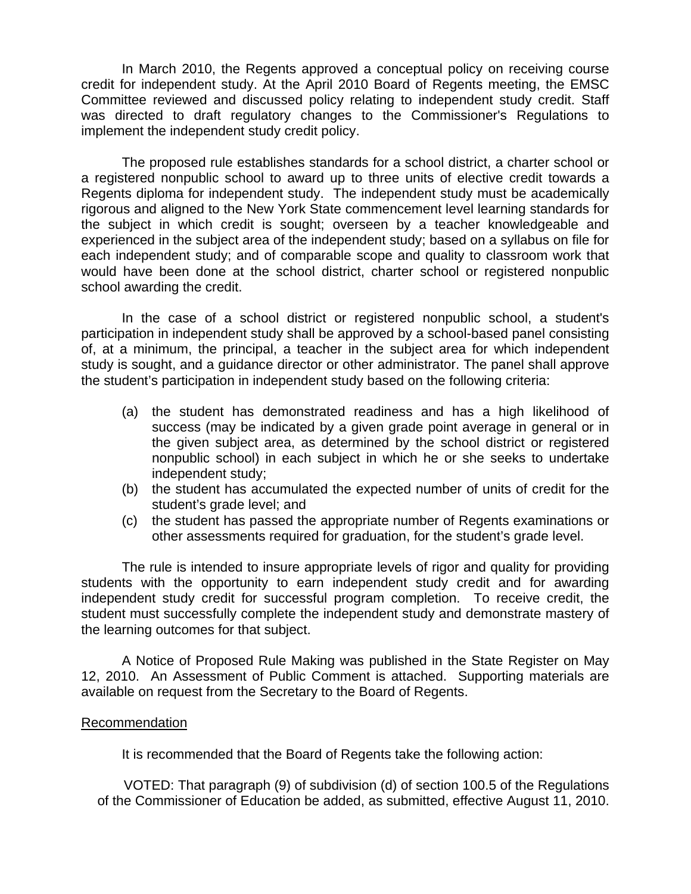In March 2010, the Regents approved a conceptual policy on receiving course credit for independent study. At the April 2010 Board of Regents meeting, the EMSC Committee reviewed and discussed policy relating to independent study credit. Staff was directed to draft regulatory changes to the Commissioner's Regulations to implement the independent study credit policy.

The proposed rule establishes standards for a school district, a charter school or a registered nonpublic school to award up to three units of elective credit towards a Regents diploma for independent study. The independent study must be academically rigorous and aligned to the New York State commencement level learning standards for the subject in which credit is sought; overseen by a teacher knowledgeable and experienced in the subject area of the independent study; based on a syllabus on file for each independent study; and of comparable scope and quality to classroom work that would have been done at the school district, charter school or registered nonpublic school awarding the credit.

In the case of a school district or registered nonpublic school, a student's participation in independent study shall be approved by a school-based panel consisting of, at a minimum, the principal, a teacher in the subject area for which independent study is sought, and a guidance director or other administrator. The panel shall approve the student's participation in independent study based on the following criteria:

(a) the student has demonstrated readiness and has a high likelihood of success (may be indicated by a given grade point average in general or in the given subject area, as determined by the school district or registered nonpublic school) in each subject in which he or she seeks to undertake independent study;

(b) the student has accumulated the expected number of units of credit for the student's grade level; and

(c) the student has passed the appropriate number of Regents examinations or other assessments required for graduation, for the student's grade level.

The rule is intended to insure appropriate levels of rigor and quality for providing students with the opportunity to earn independent study credit and for awarding independent study credit for successful program completion. To receive credit, the student must successfully complete the independent study and demonstrate mastery of the learning outcomes for that subject.

A Notice of Proposed Rule Making was published in the State Register on May 12, 2010. An Assessment of Public Comment is attached. Supporting materials are available on request from the Secretary to the Board of Regents.

<u>Recommendation</u>

It is recommended that the Board of Regents take the following action:

VOTED: That paragraph (9) of subdivision (d) of section 100.5 of the Regulations of the Commissioner of Education be added, as submitted, effective August 11, 2010.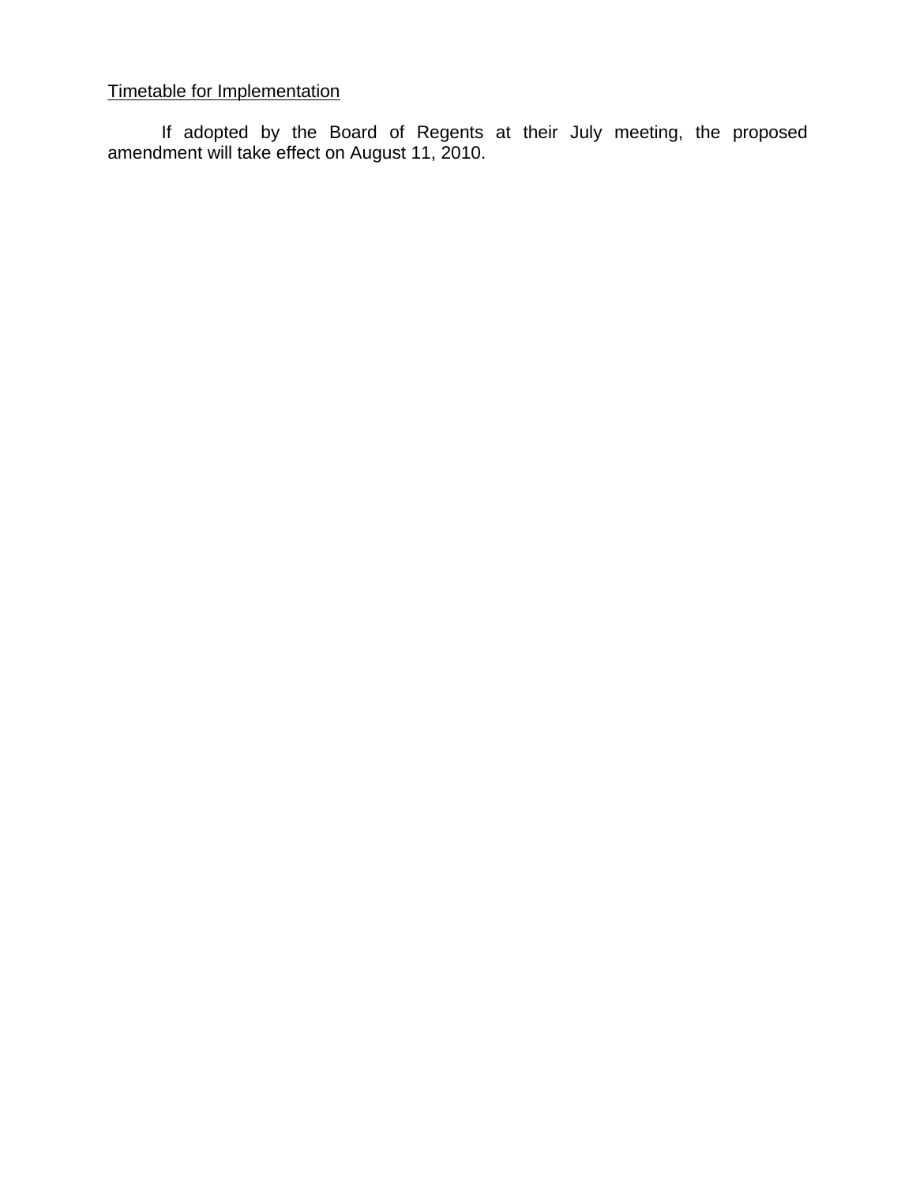Timetable for Implementation

If adopted by the Board of Regents at their July meeting, the proposed amendment will take effect on August 11, 2010.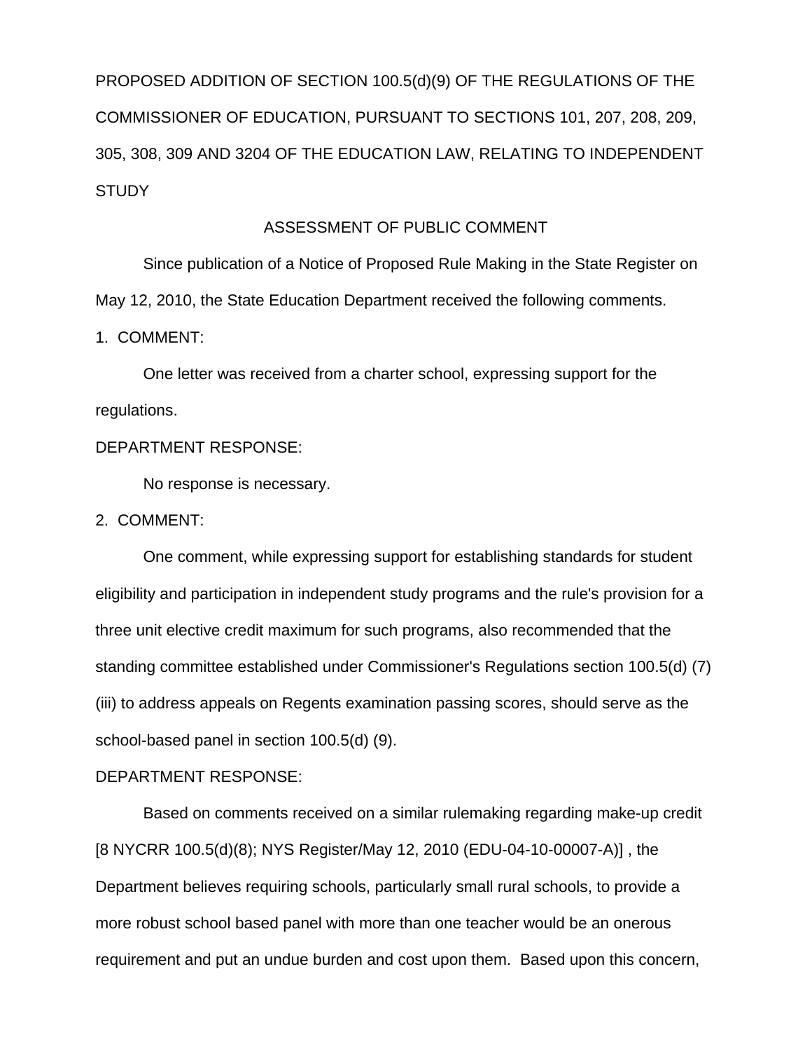PROPOSED ADDITION OF SECTION 100.5(d)(9) OF THE REGULATIONS OF THE COMMISSIONER OF EDUCATION, PURSUANT TO SECTIONS 101, 207, 208, 209, 305, 308, 309 AND 3204 OF THE EDUCATION LAW, RELATING TO INDEPENDENT STUDY

ASSESSMENT OF PUBLIC COMMENT

Since publication of a Notice of Proposed Rule Making in the State Register on May 12, 2010, the State Education Department received the following comments.

1. COMMENT:

One letter was received from a charter school, expressing support for the regulations.

DEPARTMENT RESPONSE:

No response is necessary.

2. COMMENT:

One comment, while expressing support for establishing standards for student eligibility and participation in independent study programs and the rule's provision for a three unit elective credit maximum for such programs, also recommended that the standing committee established under Commissioner's Regulations section 100.5(d) (7)(iii) to address appeals on Regents examination passing scores, should serve as the school-based panel in section 100.5(d) (9).

DEPARTMENT RESPONSE:

Based on comments received on a similar rulemaking regarding make-up credit [8 NYCRR 100.5(d)(8); NYS Register/May 12, 2010 (EDU-04-10-00007-A)] , the Department believes requiring schools, particularly small rural schools, to provide a more robust school based panel with more than one teacher would be an onerous requirement and put an undue burden and cost upon them. Based upon this concern,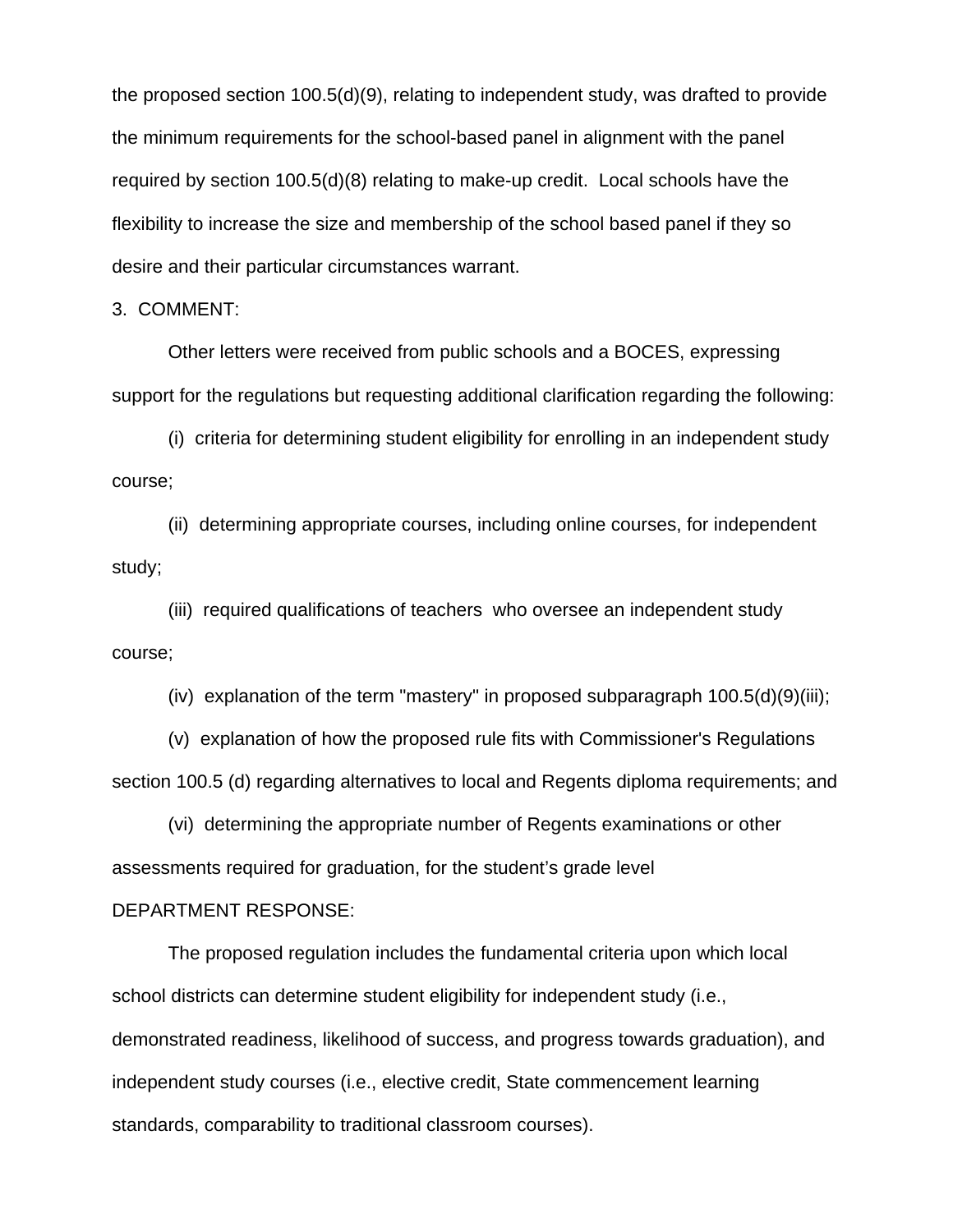the proposed section 100.5(d)(9), relating to independent study, was drafted to provide the minimum requirements for the school-based panel in alignment with the panel required by section 100.5(d)(8) relating to make-up credit.  Local schools have the flexibility to increase the size and membership of the school based panel if they so desire and their particular circumstances warrant.

3.  COMMENT:

Other letters were received from public schools and a BOCES, expressing support for the regulations but requesting additional clarification regarding the following:

(i)  criteria for determining student eligibility for enrolling in an independent study course;

(ii)  determining appropriate courses, including online courses, for independent study;

(iii)  required qualifications of teachers  who oversee an independent study course;

(iv)  explanation of the term "mastery" in proposed subparagraph 100.5(d)(9)(iii);

(v)  explanation of how the proposed rule fits with Commissioner's Regulations section 100.5 (d) regarding alternatives to local and Regents diploma requirements; and

(vi)  determining the appropriate number of Regents examinations or other assessments required for graduation, for the student's grade level

DEPARTMENT RESPONSE:

The proposed regulation includes the fundamental criteria upon which local school districts can determine student eligibility for independent study (i.e., demonstrated readiness, likelihood of success, and progress towards graduation), and independent study courses (i.e., elective credit, State commencement learning standards, comparability to traditional classroom courses).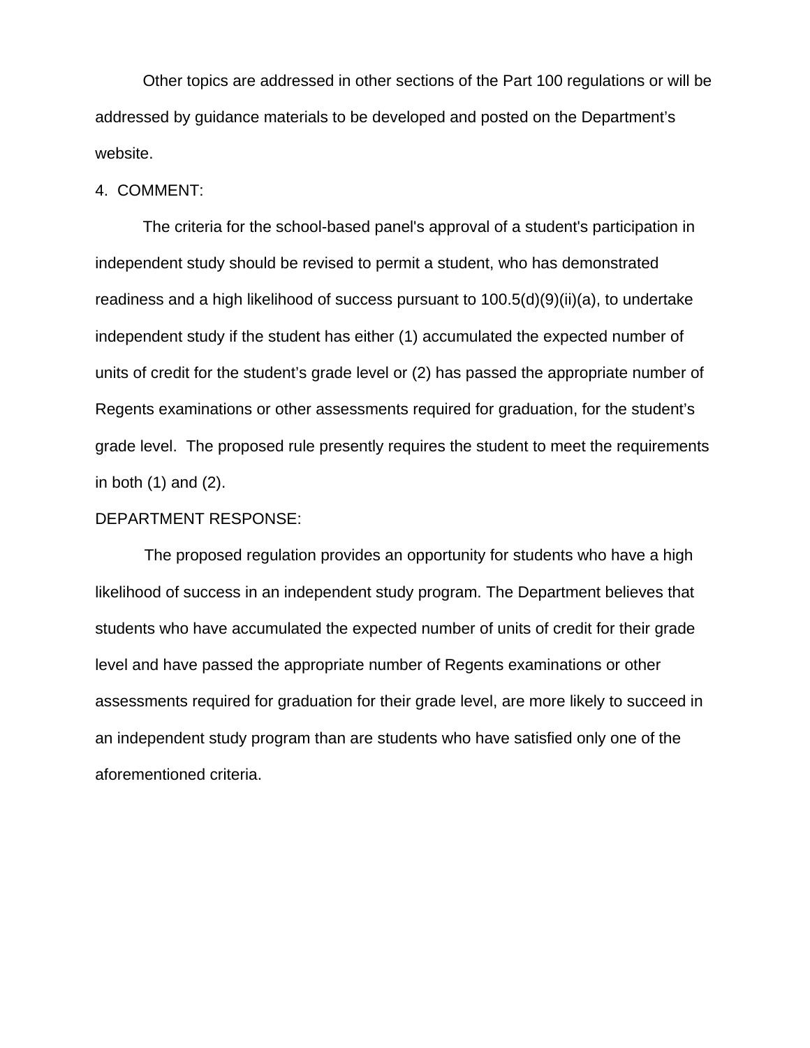Other topics are addressed in other sections of the Part 100 regulations or will be addressed by guidance materials to be developed and posted on the Department's website.

4. COMMENT:

The criteria for the school-based panel's approval of a student's participation in independent study should be revised to permit a student, who has demonstrated readiness and a high likelihood of success pursuant to 100.5(d)(9)(ii)(a), to undertake independent study if the student has either (1) accumulated the expected number of units of credit for the student's grade level or (2) has passed the appropriate number of Regents examinations or other assessments required for graduation, for the student's grade level. The proposed rule presently requires the student to meet the requirements in both (1) and (2).

DEPARTMENT RESPONSE:

The proposed regulation provides an opportunity for students who have a high likelihood of success in an independent study program. The Department believes that students who have accumulated the expected number of units of credit for their grade level and have passed the appropriate number of Regents examinations or other assessments required for graduation for their grade level, are more likely to succeed in an independent study program than are students who have satisfied only one of the aforementioned criteria.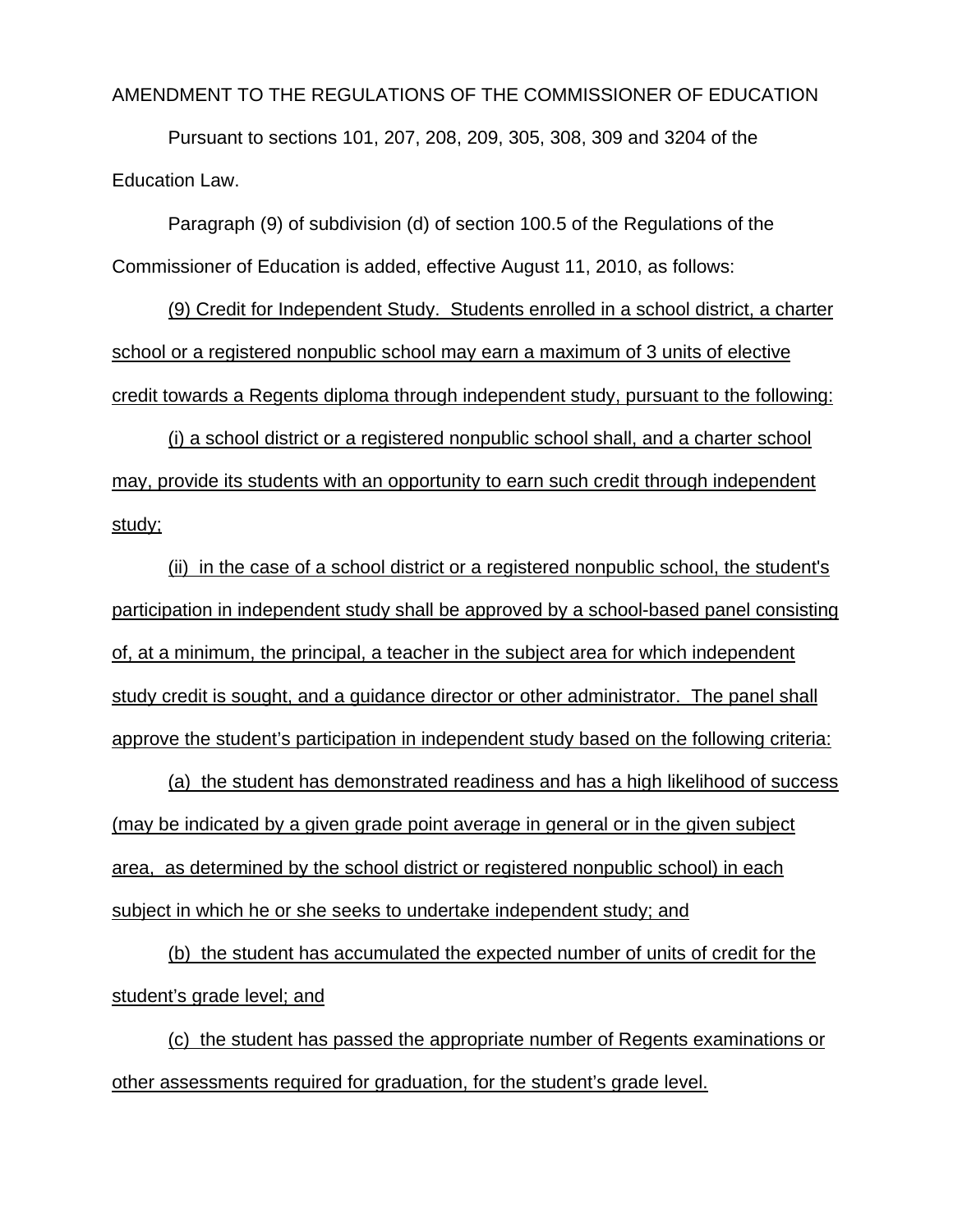AMENDMENT TO THE REGULATIONS OF THE COMMISSIONER OF EDUCATION

Pursuant to sections 101, 207, 208, 209, 305, 308, 309 and 3204 of the Education Law.

Paragraph (9) of subdivision (d) of section 100.5 of the Regulations of the Commissioner of Education is added, effective August 11, 2010, as follows:

(9) Credit for Independent Study. Students enrolled in a school district, a charter school or a registered nonpublic school may earn a maximum of 3 units of elective credit towards a Regents diploma through independent study, pursuant to the following:

(i) a school district or a registered nonpublic school shall, and a charter school may, provide its students with an opportunity to earn such credit through independent study;

(ii) in the case of a school district or a registered nonpublic school, the student's participation in independent study shall be approved by a school-based panel consisting of, at a minimum, the principal, a teacher in the subject area for which independent study credit is sought, and a guidance director or other administrator. The panel shall approve the student's participation in independent study based on the following criteria:

(a) the student has demonstrated readiness and has a high likelihood of success (may be indicated by a given grade point average in general or in the given subject area, as determined by the school district or registered nonpublic school) in each subject in which he or she seeks to undertake independent study; and

(b) the student has accumulated the expected number of units of credit for the student's grade level; and

(c) the student has passed the appropriate number of Regents examinations or other assessments required for graduation, for the student's grade level.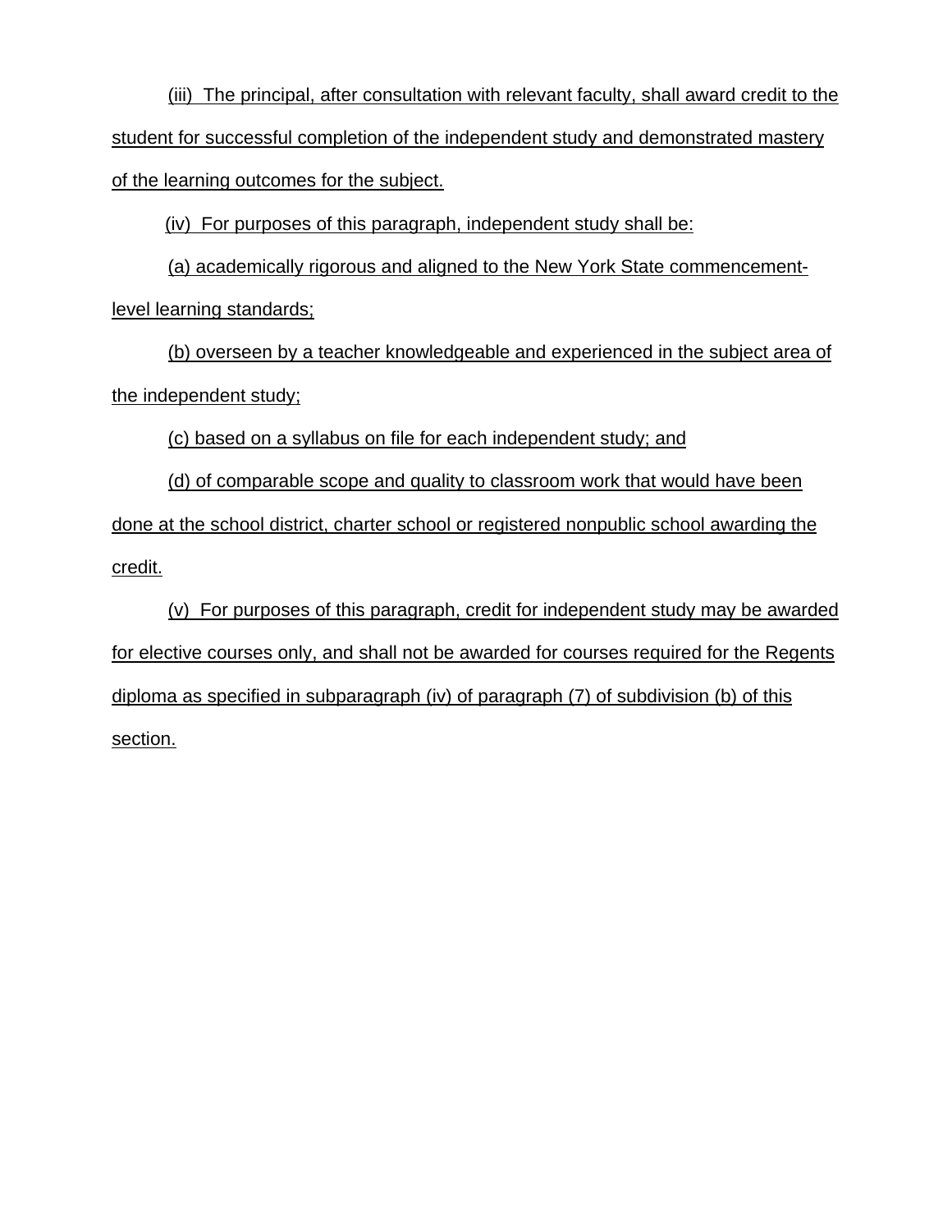(iii) The principal, after consultation with relevant faculty, shall award credit to the student for successful completion of the independent study and demonstrated mastery of the learning outcomes for the subject.

(iv) For purposes of this paragraph, independent study shall be:

(a) academically rigorous and aligned to the New York State commencement-level learning standards;

(b) overseen by a teacher knowledgeable and experienced in the subject area of the independent study;

(c) based on a syllabus on file for each independent study; and

(d) of comparable scope and quality to classroom work that would have been done at the school district, charter school or registered nonpublic school awarding the credit.

(v) For purposes of this paragraph, credit for independent study may be awarded for elective courses only, and shall not be awarded for courses required for the Regents diploma as specified in subparagraph (iv) of paragraph (7) of subdivision (b) of this section.